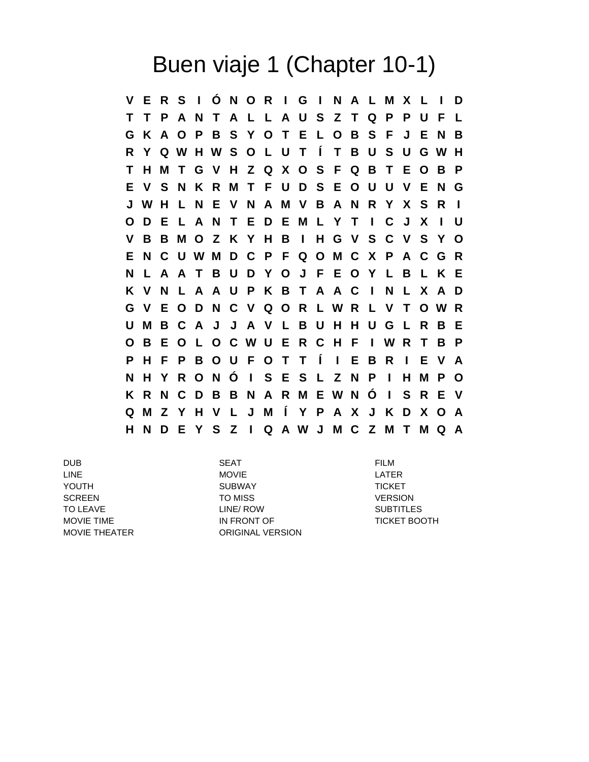# Buen viaje 1 (Chapter 10-1)

```
V E R S I Ó N O R I G I N A L M X L I D
T T P A N T A L L A U S Z T Q P P U F L
G K A O P B S Y O T E L O B S F J E N B
R Y Q W H W S O L U T Í T B U S U G W H
T H M T G V H Z Q X O S F Q B T E O B P
E V S N K R M T F U D S E O U U V E N G
J W H L N E V N A M V B A N R Y X S R I
O D E L A N T E D E M L Y T I C J X I U
V B B M O Z K Y H B I H G V S C V S Y O
E N C U W M D C P F Q O M C X P A C G R
N L A A T B U D Y O J F E O Y L B L K E
K V N L A A U P K B T A A C I N L X A D
G V E O D N C V Q O R L W R L V T O W R
U M B C A J J A V L B U H H U G L R B E
O B E O L O C W U E R C H F I W R T B P
P H F P B O U F O T T Í I E B R I E V A
N H Y R O N Ó I S E S L Z N P I H M P O
K R N C D B B N A R M E W N Ó I S R E V
Q M Z Y H V L J M Í Y P A X J K D X O A
H N D E Y S Z I Q A W J M C Z M T M Q A
```

| | | |
|---|---|---|
| DUB | SEAT | FILM |
| LINE | MOVIE | LATER |
| YOUTH | SUBWAY | TICKET |
| SCREEN | TO MISS | VERSION |
| TO LEAVE | LINE/ ROW | SUBTITLES |
| MOVIE TIME | IN FRONT OF | TICKET BOOTH |
| MOVIE THEATER | ORIGINAL VERSION | |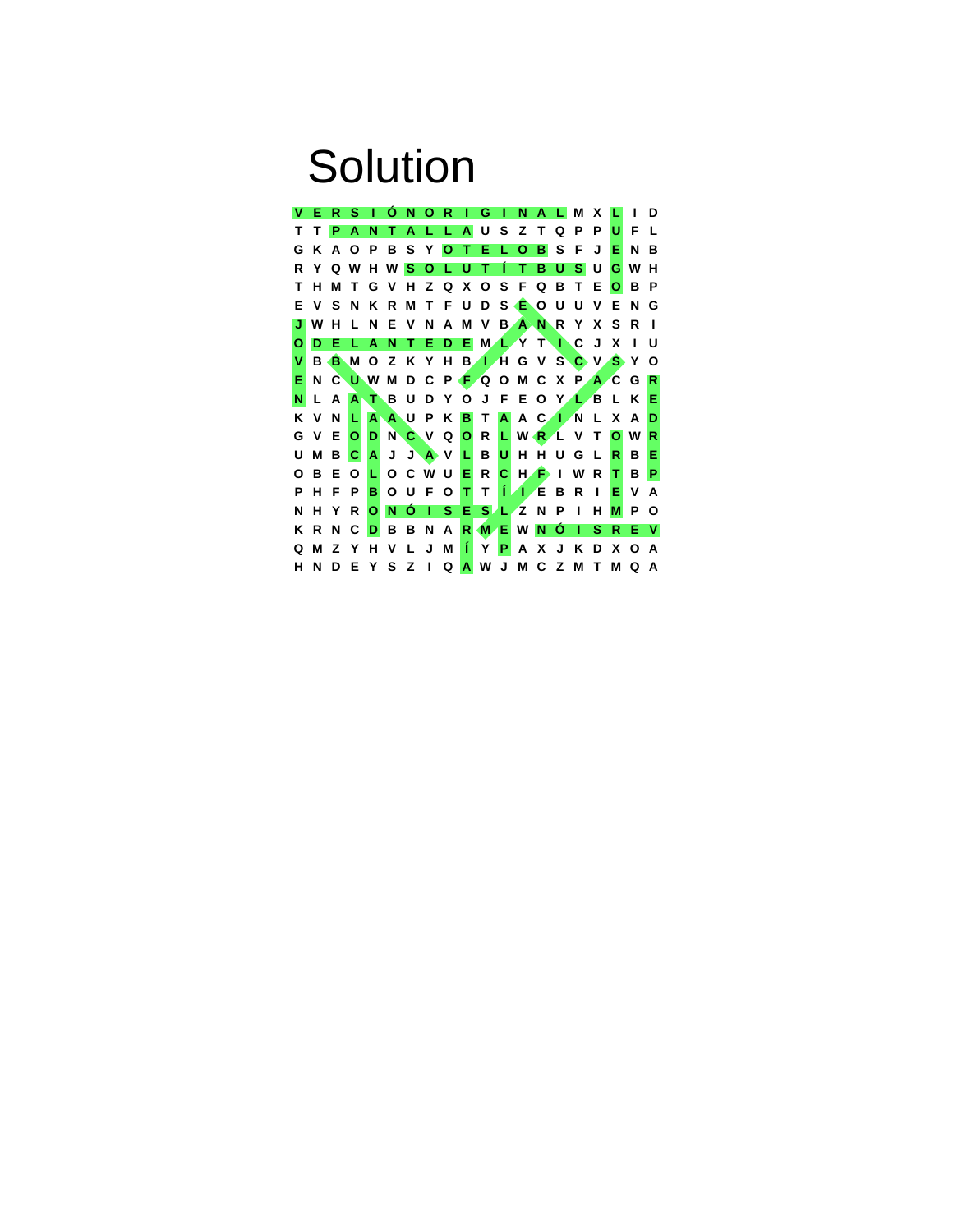# Solution

| | | | | | | | | | | | | | | | | | | | |
|---|---|---|---|---|---|---|---|---|---|---|---|---|---|---|---|---|---|---|---|
| V | E | R | S | I | Ó | N | O | R | I | G | I | N | A | L | M | X | L | I | D |
| T | T | P | A | N | T | A | L | L | A | U | S | Z | T | Q | P | P | U | F | L |
| G | K | A | O | P | B | S | Y | O | T | E | L | O | B | S | F | J | E | N | B |
| R | Y | Q | W | H | W | S | O | L | U | T | Í | T | B | U | S | U | G | W | H |
| T | H | M | T | G | V | H | Z | Q | X | O | S | F | Q | B | T | E | O | B | P |
| E | V | S | N | K | R | M | T | F | U | D | S | E | O | U | U | V | E | N | G |
| J | W | H | L | N | E | V | N | A | M | V | B | A | N | R | Y | X | S | R | I |
| O | D | E | L | A | N | T | E | D | E | M | L | Y | T | I | C | J | X | I | U |
| V | B | B | M | O | Z | K | Y | H | B | I | H | G | V | S | C | V | S | Y | O |
| E | N | C | U | W | M | D | C | P | F | Q | O | M | C | X | P | A | C | G | R |
| N | L | A | A | T | B | U | D | Y | O | J | F | E | O | Y | L | B | L | K | E |
| K | V | N | L | A | A | U | P | K | B | T | A | A | C | I | N | L | X | A | D |
| G | V | E | O | D | N | C | V | Q | O | R | L | W | R | L | V | T | O | W | R |
| U | M | B | C | A | J | J | A | V | L | B | U | H | H | U | G | L | R | B | E |
| O | B | E | O | L | O | C | W | U | E | R | C | H | F | I | W | R | T | B | P |
| P | H | F | P | B | O | U | F | O | T | T | Í | I | E | B | R | I | E | V | A |
| N | H | Y | R | O | N | Ó | I | S | E | S | L | Z | N | P | I | H | M | P | O |
| K | R | N | C | D | B | B | N | A | R | M | E | W | N | Ó | I | S | R | E | V |
| Q | M | Z | Y | H | V | L | J | M | Í | Y | P | A | X | J | K | D | X | O | A |
| H | N | D | E | Y | S | Z | I | Q | A | W | J | M | C | Z | M | T | M | Q | A |